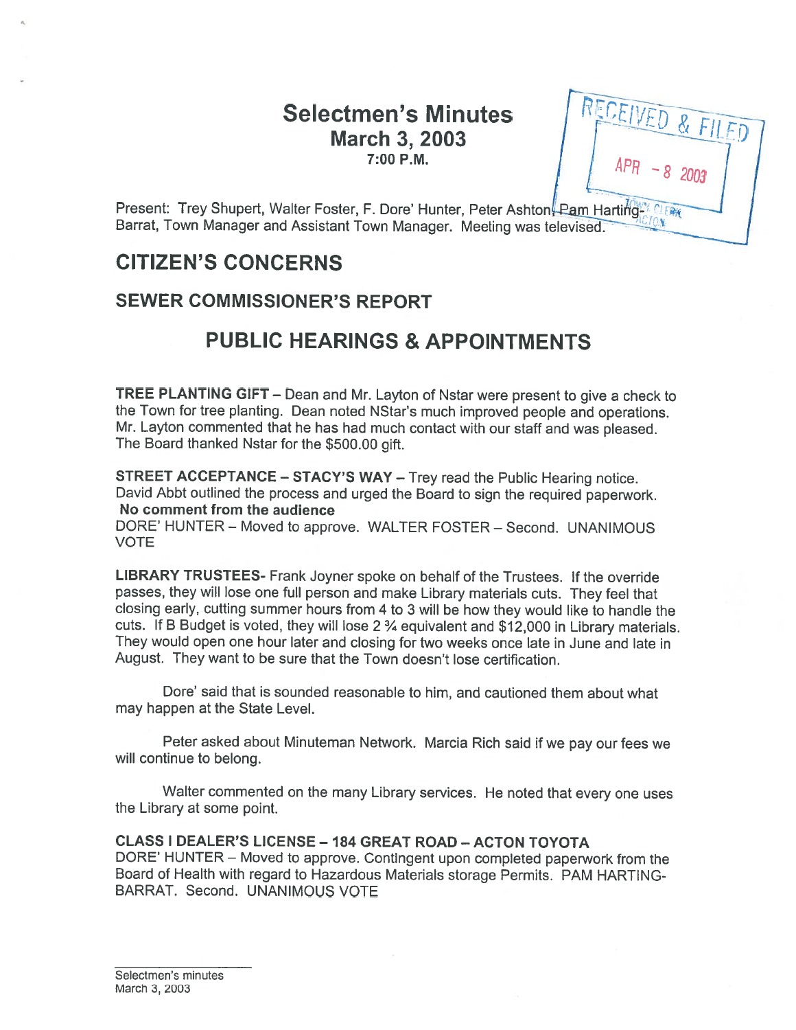# Selectmen's Minutes
## March 3, 2003
### 7:00 P.M.

RECEIVED & FILED
APR - 8 2003
TOWN CLERK ACTON

Present: Trey Shupert, Walter Foster, F. Dore' Hunter, Peter Ashton, Pam Harting-Barrat, Town Manager and Assistant Town Manager. Meeting was televised.

## CITIZEN'S CONCERNS

### SEWER COMMISSIONER'S REPORT

## PUBLIC HEARINGS & APPOINTMENTS

**TREE PLANTING GIFT** – Dean and Mr. Layton of Nstar were present to give a check to the Town for tree planting. Dean noted NStar's much improved people and operations. Mr. Layton commented that he has had much contact with our staff and was pleased. The Board thanked Nstar for the $500.00 gift.

**STREET ACCEPTANCE – STACY'S WAY** – Trey read the Public Hearing notice. David Abbt outlined the process and urged the Board to sign the required paperwork.
**No comment from the audience**
DORE' HUNTER – Moved to approve. WALTER FOSTER – Second. UNANIMOUS VOTE

**LIBRARY TRUSTEES-** Frank Joyner spoke on behalf of the Trustees. If the override passes, they will lose one full person and make Library materials cuts. They feel that closing early, cutting summer hours from 4 to 3 will be how they would like to handle the cuts. If B Budget is voted, they will lose 2 ¾ equivalent and $12,000 in Library materials. They would open one hour later and closing for two weeks once late in June and late in August. They want to be sure that the Town doesn't lose certification.

Dore' said that is sounded reasonable to him, and cautioned them about what may happen at the State Level.

Peter asked about Minuteman Network. Marcia Rich said if we pay our fees we will continue to belong.

Walter commented on the many Library services. He noted that every one uses the Library at some point.

**CLASS I DEALER'S LICENSE – 184 GREAT ROAD – ACTON TOYOTA**
DORE' HUNTER – Moved to approve. Contingent upon completed paperwork from the Board of Health with regard to Hazardous Materials storage Permits. PAM HARTING-BARRAT. Second. UNANIMOUS VOTE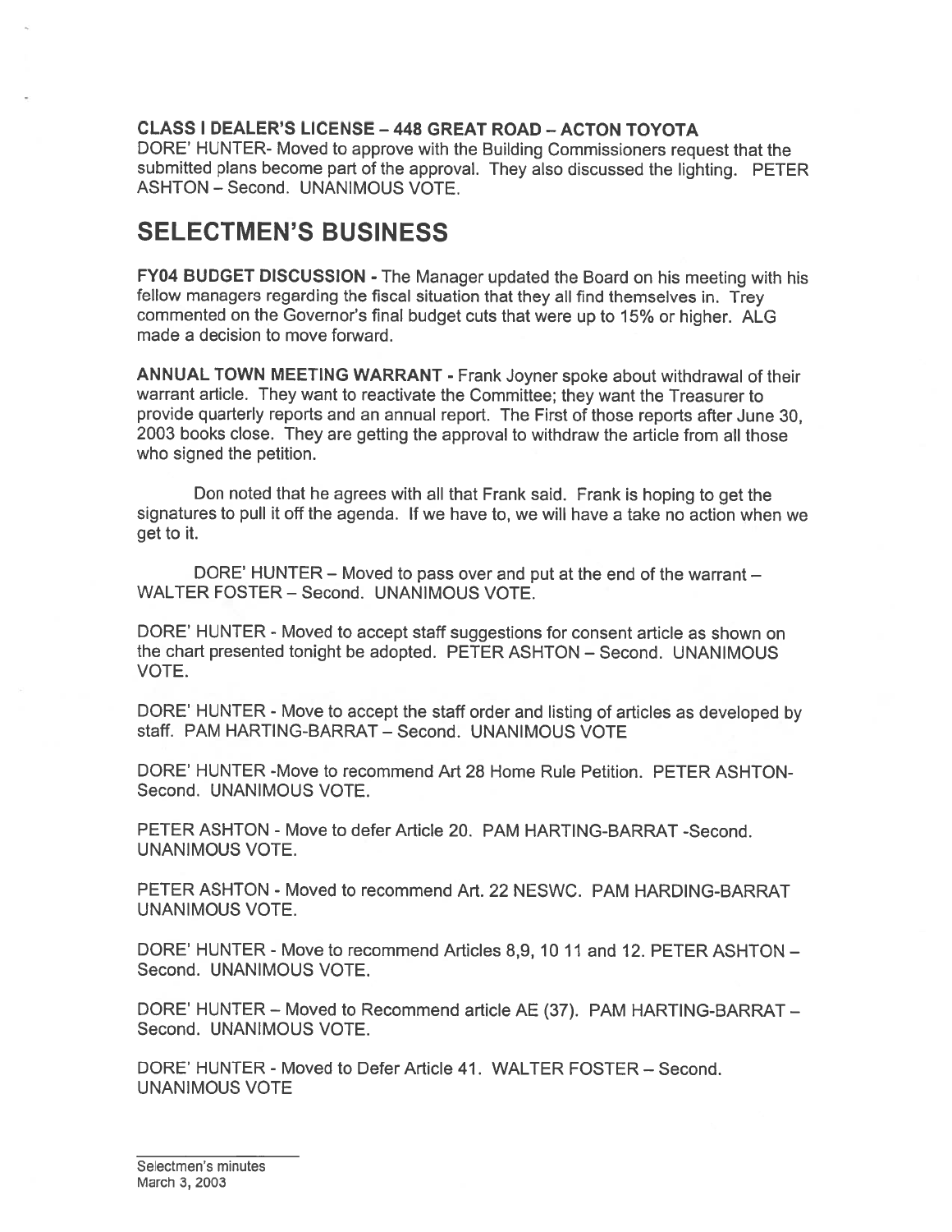**CLASS I DEALER'S LICENSE – 448 GREAT ROAD – ACTON TOYOTA**
DORE' HUNTER- Moved to approve with the Building Commissioners request that the submitted plans become part of the approval. They also discussed the lighting. PETER ASHTON – Second. UNANIMOUS VOTE.

# SELECTMEN'S BUSINESS

**FY04 BUDGET DISCUSSION -** The Manager updated the Board on his meeting with his fellow managers regarding the fiscal situation that they all find themselves in. Trey commented on the Governor's final budget cuts that were up to 15% or higher. ALG made a decision to move forward.

**ANNUAL TOWN MEETING WARRANT -** Frank Joyner spoke about withdrawal of their warrant article. They want to reactivate the Committee; they want the Treasurer to provide quarterly reports and an annual report. The First of those reports after June 30, 2003 books close. They are getting the approval to withdraw the article from all those who signed the petition.

Don noted that he agrees with all that Frank said. Frank is hoping to get the signatures to pull it off the agenda. If we have to, we will have a take no action when we get to it.

DORE' HUNTER – Moved to pass over and put at the end of the warrant – WALTER FOSTER – Second. UNANIMOUS VOTE.

DORE' HUNTER - Moved to accept staff suggestions for consent article as shown on the chart presented tonight be adopted. PETER ASHTON – Second. UNANIMOUS VOTE.

DORE' HUNTER - Move to accept the staff order and listing of articles as developed by staff. PAM HARTING-BARRAT – Second. UNANIMOUS VOTE

DORE' HUNTER -Move to recommend Art 28 Home Rule Petition. PETER ASHTON- Second. UNANIMOUS VOTE.

PETER ASHTON - Move to defer Article 20. PAM HARTING-BARRAT -Second. UNANIMOUS VOTE.

PETER ASHTON - Moved to recommend Art. 22 NESWC. PAM HARDING-BARRAT UNANIMOUS VOTE.

DORE' HUNTER - Move to recommend Articles 8,9, 10 11 and 12. PETER ASHTON – Second. UNANIMOUS VOTE.

DORE' HUNTER – Moved to Recommend article AE (37). PAM HARTING-BARRAT – Second. UNANIMOUS VOTE.

DORE' HUNTER - Moved to Defer Article 41. WALTER FOSTER – Second. UNANIMOUS VOTE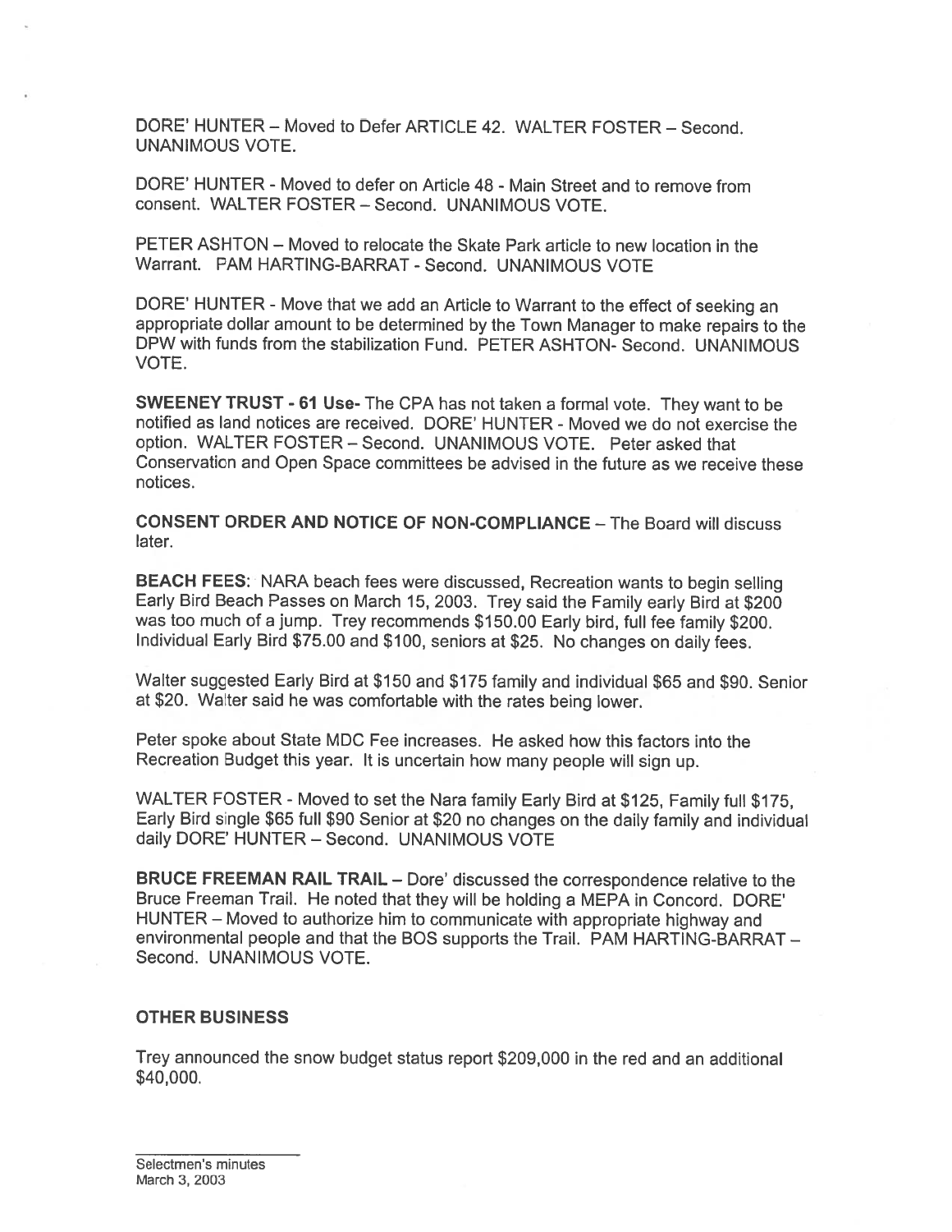DORE' HUNTER – Moved to Defer ARTICLE 42. WALTER FOSTER – Second. UNANIMOUS VOTE.

DORE' HUNTER - Moved to defer on Article 48 - Main Street and to remove from consent. WALTER FOSTER – Second. UNANIMOUS VOTE.

PETER ASHTON – Moved to relocate the Skate Park article to new location in the Warrant. PAM HARTING-BARRAT - Second. UNANIMOUS VOTE

DORE' HUNTER - Move that we add an Article to Warrant to the effect of seeking an appropriate dollar amount to be determined by the Town Manager to make repairs to the DPW with funds from the stabilization Fund. PETER ASHTON- Second. UNANIMOUS VOTE.

**SWEENEY TRUST - 61 Use-** The CPA has not taken a formal vote. They want to be notified as land notices are received. DORE' HUNTER - Moved we do not exercise the option. WALTER FOSTER – Second. UNANIMOUS VOTE. Peter asked that Conservation and Open Space committees be advised in the future as we receive these notices.

**CONSENT ORDER AND NOTICE OF NON-COMPLIANCE** – The Board will discuss later.

**BEACH FEES**: NARA beach fees were discussed, Recreation wants to begin selling Early Bird Beach Passes on March 15, 2003. Trey said the Family early Bird at $200 was too much of a jump. Trey recommends $150.00 Early bird, full fee family $200. Individual Early Bird $75.00 and $100, seniors at $25. No changes on daily fees.

Walter suggested Early Bird at $150 and $175 family and individual $65 and $90. Senior at $20. Walter said he was comfortable with the rates being lower.

Peter spoke about State MDC Fee increases. He asked how this factors into the Recreation Budget this year. It is uncertain how many people will sign up.

WALTER FOSTER - Moved to set the Nara family Early Bird at $125, Family full $175, Early Bird single $65 full $90 Senior at $20 no changes on the daily family and individual daily DORE' HUNTER – Second. UNANIMOUS VOTE

**BRUCE FREEMAN RAIL TRAIL** – Dore' discussed the correspondence relative to the Bruce Freeman Trail. He noted that they will be holding a MEPA in Concord. DORE' HUNTER – Moved to authorize him to communicate with appropriate highway and environmental people and that the BOS supports the Trail. PAM HARTING-BARRAT – Second. UNANIMOUS VOTE.

**OTHER BUSINESS**

Trey announced the snow budget status report $209,000 in the red and an additional $40,000.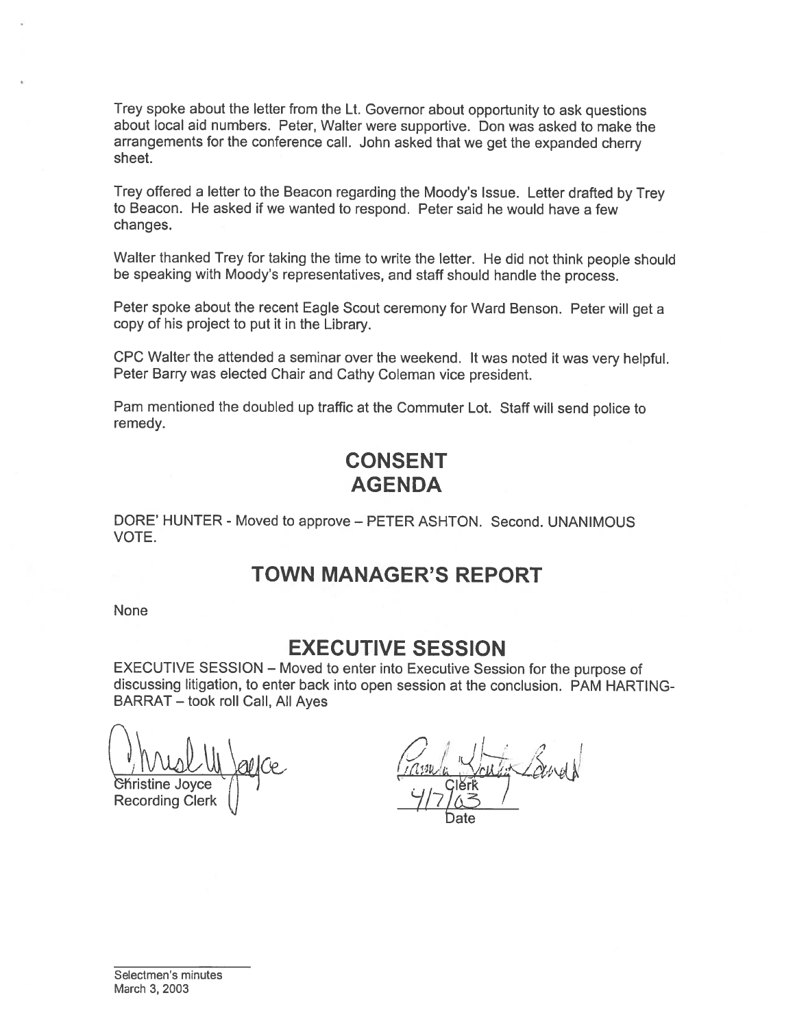Trey spoke about the letter from the Lt. Governor about opportunity to ask questions about local aid numbers. Peter, Walter were supportive. Don was asked to make the arrangements for the conference call. John asked that we get the expanded cherry sheet.

Trey offered a letter to the Beacon regarding the Moody's Issue. Letter drafted by Trey to Beacon. He asked if we wanted to respond. Peter said he would have a few changes.

Walter thanked Trey for taking the time to write the letter. He did not think people should be speaking with Moody's representatives, and staff should handle the process.

Peter spoke about the recent Eagle Scout ceremony for Ward Benson. Peter will get a copy of his project to put it in the Library.

CPC Walter the attended a seminar over the weekend. It was noted it was very helpful. Peter Barry was elected Chair and Cathy Coleman vice president.

Pam mentioned the doubled up traffic at the Commuter Lot. Staff will send police to remedy.

## CONSENT AGENDA

DORE' HUNTER - Moved to approve – PETER ASHTON. Second. UNANIMOUS VOTE.

## TOWN MANAGER'S REPORT

None

## EXECUTIVE SESSION

EXECUTIVE SESSION – Moved to enter into Executive Session for the purpose of discussing litigation, to enter back into open session at the conclusion. PAM HARTING-BARRAT – took roll Call, All Ayes

Christine Joyce
Recording Clerk

Clerk
4/7/03
Date

Selectmen's minutes
March 3, 2003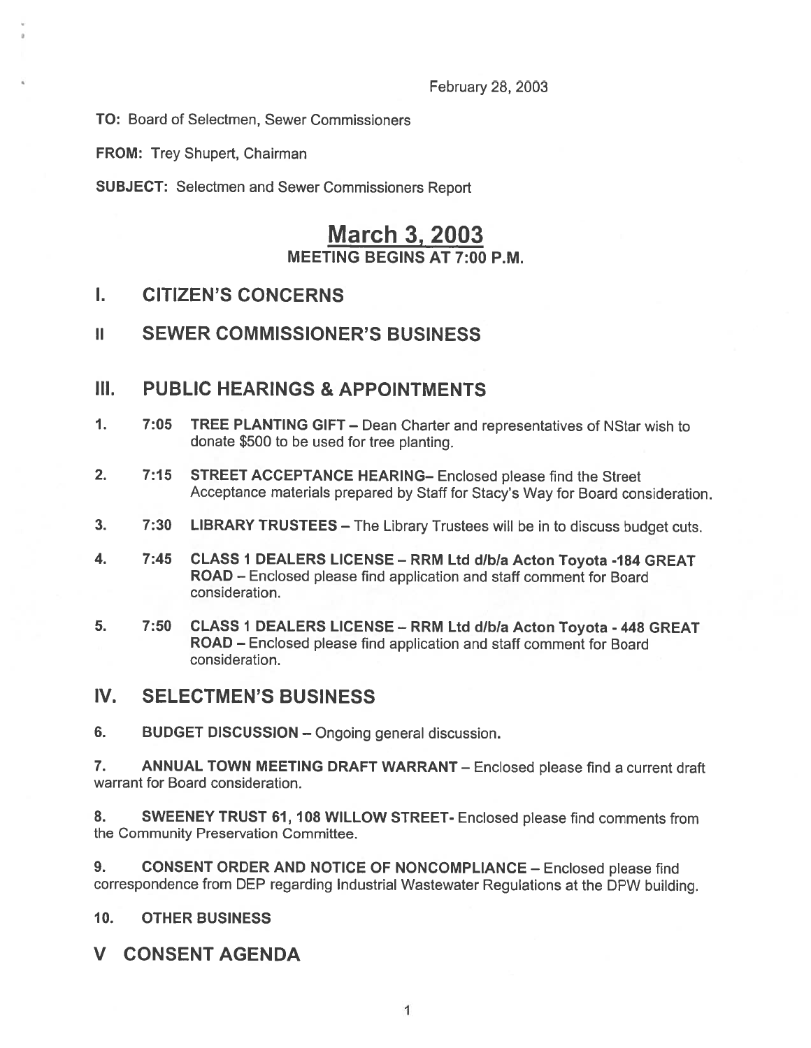February 28, 2003

**TO:** Board of Selectmen, Sewer Commissioners

**FROM:** Trey Shupert, Chairman

**SUBJECT:** Selectmen and Sewer Commissioners Report

# March 3, 2003

### MEETING BEGINS AT 7:00 P.M.

## I. CITIZEN'S CONCERNS

## II SEWER COMMISSIONER'S BUSINESS

## III. PUBLIC HEARINGS & APPOINTMENTS

1. 7:05 **TREE PLANTING GIFT** – Dean Charter and representatives of NStar wish to donate $500 to be used for tree planting.

2. 7:15 **STREET ACCEPTANCE HEARING**– Enclosed please find the Street Acceptance materials prepared by Staff for Stacy's Way for Board consideration.

3. 7:30 **LIBRARY TRUSTEES** – The Library Trustees will be in to discuss budget cuts.

4. 7:45 **CLASS 1 DEALERS LICENSE – RRM Ltd d/b/a Acton Toyota -184 GREAT ROAD** – Enclosed please find application and staff comment for Board consideration.

5. 7:50 **CLASS 1 DEALERS LICENSE – RRM Ltd d/b/a Acton Toyota - 448 GREAT ROAD** – Enclosed please find application and staff comment for Board consideration.

## IV. SELECTMEN'S BUSINESS

6. **BUDGET DISCUSSION** – Ongoing general discussion.

7. **ANNUAL TOWN MEETING DRAFT WARRANT** – Enclosed please find a current draft warrant for Board consideration.

8. **SWEENEY TRUST 61, 108 WILLOW STREET**- Enclosed please find comments from the Community Preservation Committee.

9. **CONSENT ORDER AND NOTICE OF NONCOMPLIANCE** – Enclosed please find correspondence from DEP regarding Industrial Wastewater Regulations at the DPW building.

10. **OTHER BUSINESS**

## V CONSENT AGENDA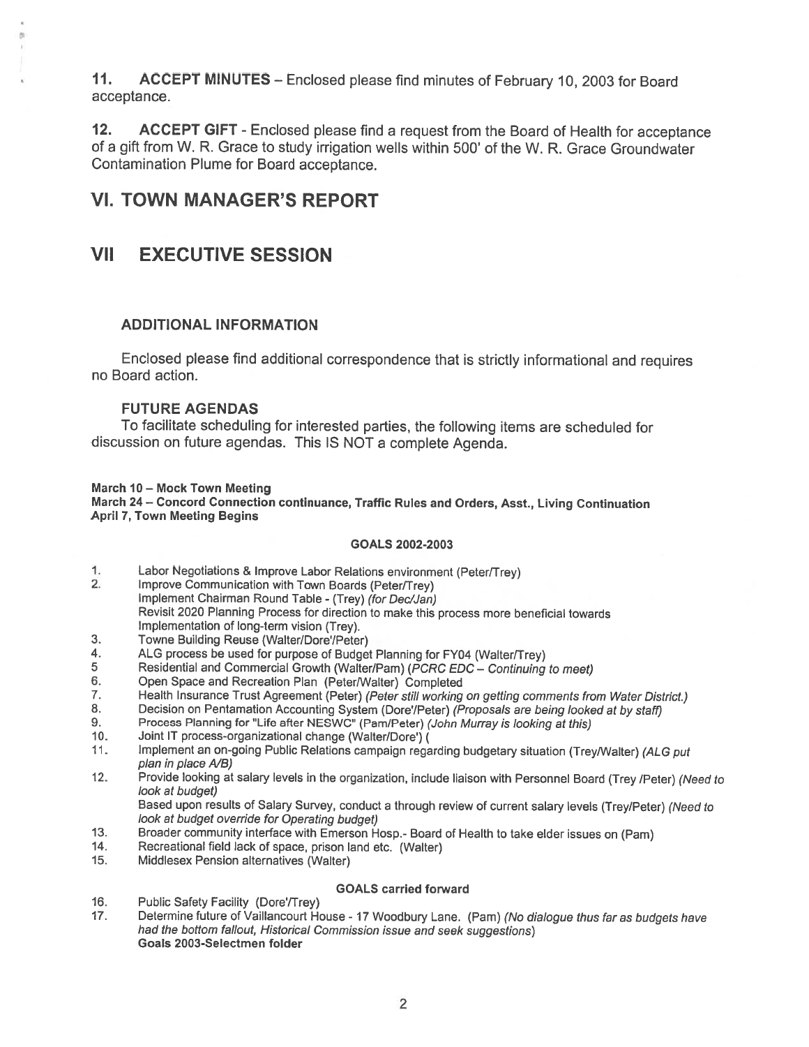**11. ACCEPT MINUTES** – Enclosed please find minutes of February 10, 2003 for Board acceptance.

**12. ACCEPT GIFT** - Enclosed please find a request from the Board of Health for acceptance of a gift from W. R. Grace to study irrigation wells within 500' of the W. R. Grace Groundwater Contamination Plume for Board acceptance.

# VI. TOWN MANAGER'S REPORT

# VII EXECUTIVE SESSION

### ADDITIONAL INFORMATION

Enclosed please find additional correspondence that is strictly informational and requires no Board action.

### FUTURE AGENDAS

To facilitate scheduling for interested parties, the following items are scheduled for discussion on future agendas. This IS NOT a complete Agenda.

**March 10 – Mock Town Meeting**
**March 24 – Concord Connection continuance, Traffic Rules and Orders, Asst., Living Continuation**
**April 7, Town Meeting Begins**

**GOALS 2002-2003**

1. Labor Negotiations & Improve Labor Relations environment (Peter/Trey)
2. Improve Communication with Town Boards (Peter/Trey)
   Implement Chairman Round Table - (Trey) *(for Dec/Jan)*
   Revisit 2020 Planning Process for direction to make this process more beneficial towards Implementation of long-term vision (Trey).
3. Towne Building Reuse (Walter/Dore'/Peter)
4. ALG process be used for purpose of Budget Planning for FY04 (Walter/Trey)
5. Residential and Commercial Growth (Walter/Pam) *(PCRC EDC – Continuing to meet)*
6. Open Space and Recreation Plan (Peter/Walter) Completed
7. Health Insurance Trust Agreement (Peter) *(Peter still working on getting comments from Water District.)*
8. Decision on Pentamation Accounting System (Dore'/Peter) *(Proposals are being looked at by staff)*
9. Process Planning for "Life after NESWC" (Pam/Peter) *(John Murray is looking at this)*
10. Joint IT process-organizational change (Walter/Dore') (
11. Implement an on-going Public Relations campaign regarding budgetary situation (Trey/Walter) *(ALG put plan in place A/B)*
12. Provide looking at salary levels in the organization, include liaison with Personnel Board (Trey /Peter) *(Need to look at budget)*
    Based upon results of Salary Survey, conduct a through review of current salary levels (Trey/Peter) *(Need to look at budget override for Operating budget)*
13. Broader community interface with Emerson Hosp.- Board of Health to take elder issues on (Pam)
14. Recreational field lack of space, prison land etc. (Walter)
15. Middlesex Pension alternatives (Walter)

**GOALS carried forward**

16. Public Safety Facility (Dore'/Trey)
17. Determine future of Vaillancourt House - 17 Woodbury Lane. (Pam) *(No dialogue thus far as budgets have had the bottom fallout, Historical Commission issue and seek suggestions)*
    **Goals 2003-Selectmen folder**